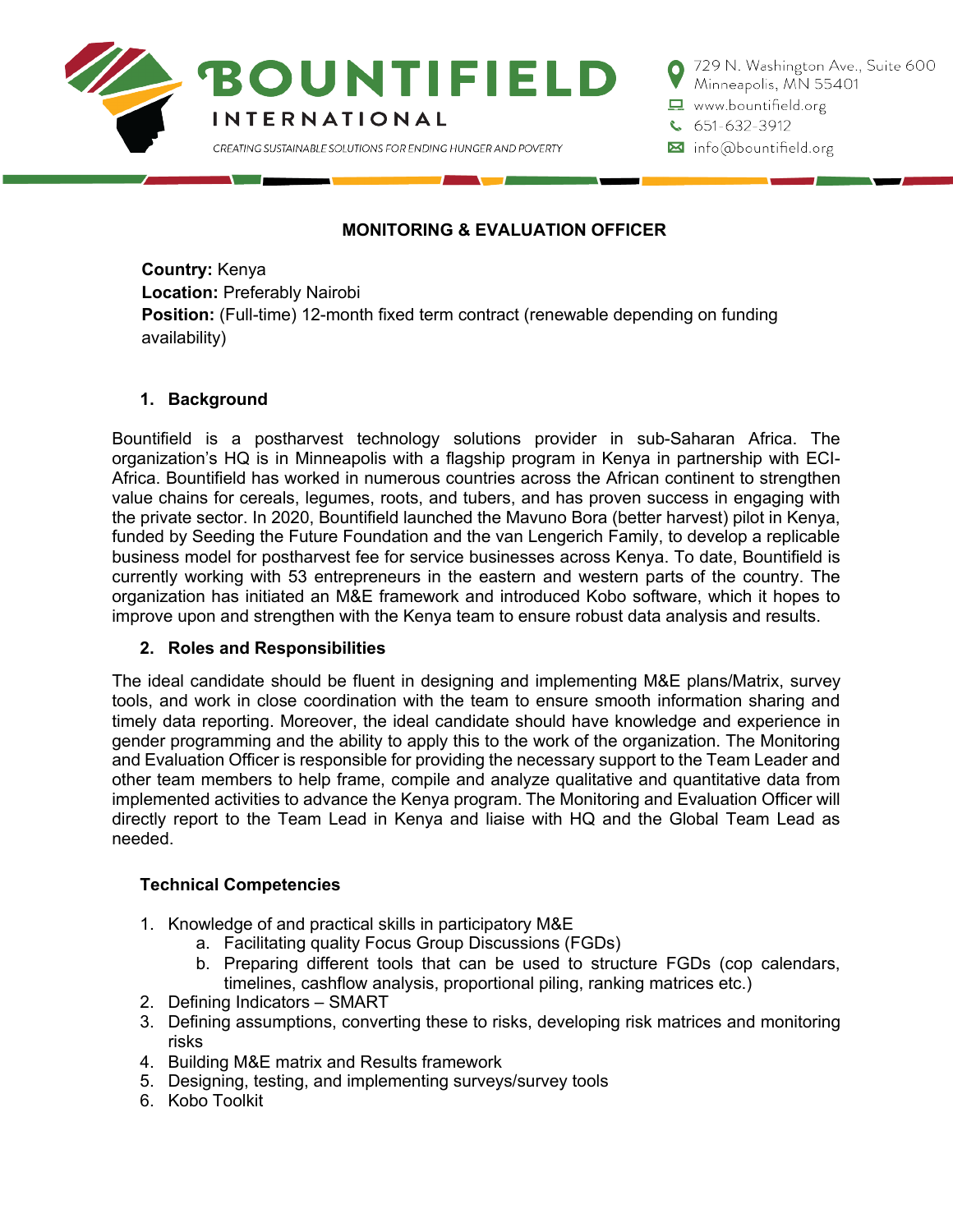# BOUNTIFIELD INTERNATIONAL

CREATING SUSTAINABLE SOLUTIONS FOR ENDING HUNGER AND POVERTY

729 N. Washington Ave., Suite 600
Minneapolis, MN 55401
www.bountifield.org
651-632-3912
info@bountifield.org

## MONITORING & EVALUATION OFFICER

**Country:** Kenya
**Location:** Preferably Nairobi
**Position:** (Full-time) 12-month fixed term contract (renewable depending on funding availability)

### 1. Background

Bountifield is a postharvest technology solutions provider in sub-Saharan Africa. The organization's HQ is in Minneapolis with a flagship program in Kenya in partnership with ECI-Africa. Bountifield has worked in numerous countries across the African continent to strengthen value chains for cereals, legumes, roots, and tubers, and has proven success in engaging with the private sector. In 2020, Bountifield launched the Mavuno Bora (better harvest) pilot in Kenya, funded by Seeding the Future Foundation and the van Lengerich Family, to develop a replicable business model for postharvest fee for service businesses across Kenya. To date, Bountifield is currently working with 53 entrepreneurs in the eastern and western parts of the country. The organization has initiated an M&E framework and introduced Kobo software, which it hopes to improve upon and strengthen with the Kenya team to ensure robust data analysis and results.

### 2. Roles and Responsibilities

The ideal candidate should be fluent in designing and implementing M&E plans/Matrix, survey tools, and work in close coordination with the team to ensure smooth information sharing and timely data reporting. Moreover, the ideal candidate should have knowledge and experience in gender programming and the ability to apply this to the work of the organization. The Monitoring and Evaluation Officer is responsible for providing the necessary support to the Team Leader and other team members to help frame, compile and analyze qualitative and quantitative data from implemented activities to advance the Kenya program. The Monitoring and Evaluation Officer will directly report to the Team Lead in Kenya and liaise with HQ and the Global Team Lead as needed.

#### Technical Competencies

1. Knowledge of and practical skills in participatory M&E
   a. Facilitating quality Focus Group Discussions (FGDs)
   b. Preparing different tools that can be used to structure FGDs (cop calendars, timelines, cashflow analysis, proportional piling, ranking matrices etc.)
2. Defining Indicators – SMART
3. Defining assumptions, converting these to risks, developing risk matrices and monitoring risks
4. Building M&E matrix and Results framework
5. Designing, testing, and implementing surveys/survey tools
6. Kobo Toolkit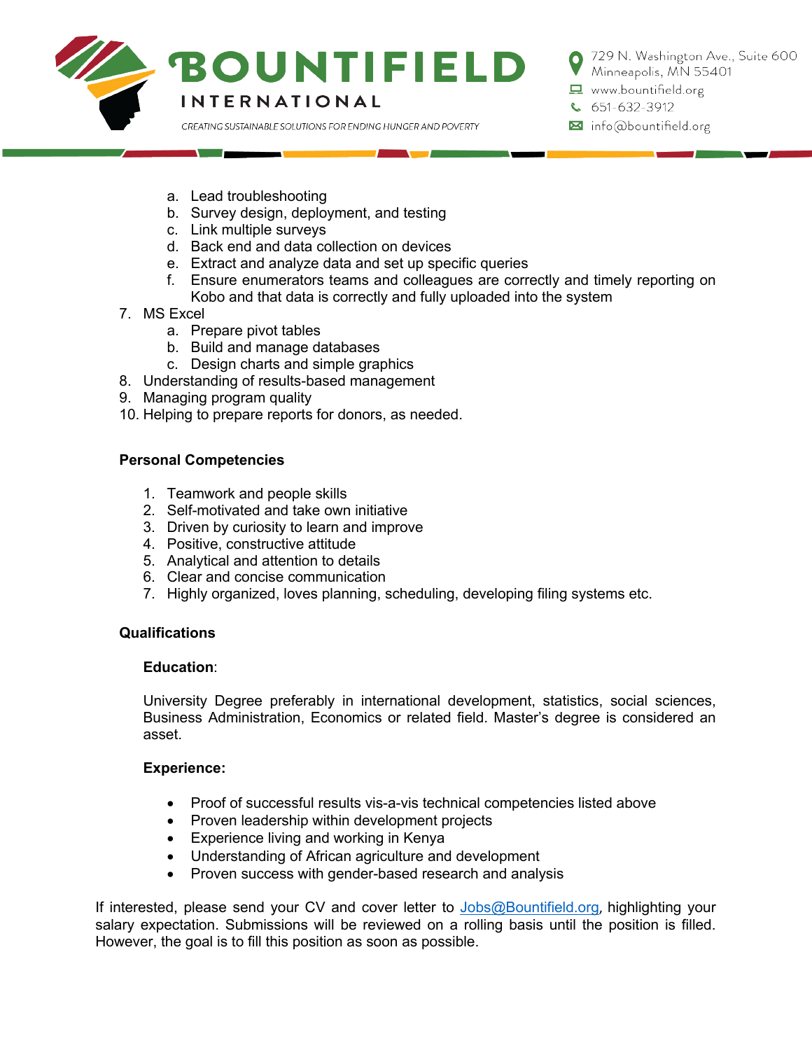a. Lead troubleshooting
b. Survey design, deployment, and testing
c. Link multiple surveys
d. Back end and data collection on devices
e. Extract and analyze data and set up specific queries
f. Ensure enumerators teams and colleagues are correctly and timely reporting on Kobo and that data is correctly and fully uploaded into the system

7. MS Excel
    a. Prepare pivot tables
    b. Build and manage databases
    c. Design charts and simple graphics
8. Understanding of results-based management
9. Managing program quality
10. Helping to prepare reports for donors, as needed.

**Personal Competencies**

1. Teamwork and people skills
2. Self-motivated and take own initiative
3. Driven by curiosity to learn and improve
4. Positive, constructive attitude
5. Analytical and attention to details
6. Clear and concise communication
7. Highly organized, loves planning, scheduling, developing filing systems etc.

**Qualifications**

**Education**:

University Degree preferably in international development, statistics, social sciences, Business Administration, Economics or related field. Master's degree is considered an asset.

**Experience:**

- Proof of successful results vis-a-vis technical competencies listed above
- Proven leadership within development projects
- Experience living and working in Kenya
- Understanding of African agriculture and development
- Proven success with gender-based research and analysis

If interested, please send your CV and cover letter to Jobs@Bountifield.org, highlighting your salary expectation. Submissions will be reviewed on a rolling basis until the position is filled. However, the goal is to fill this position as soon as possible.